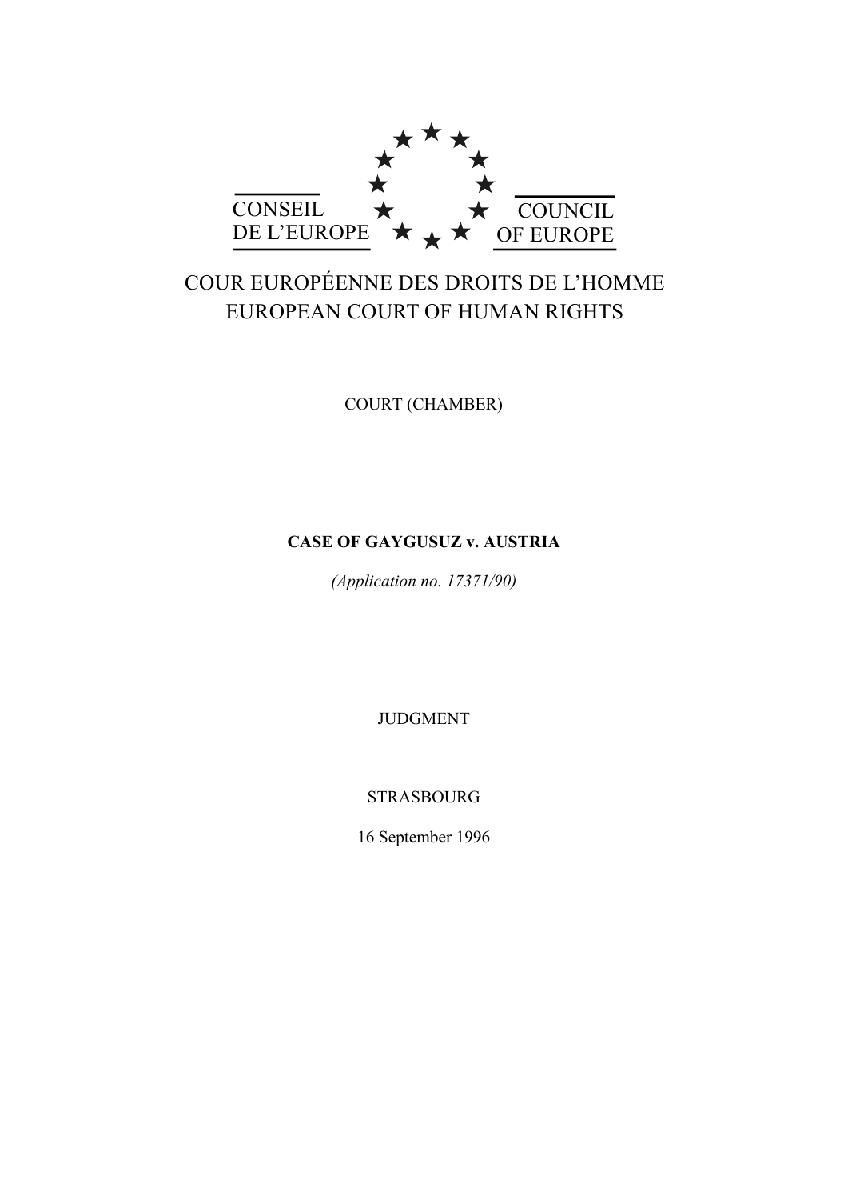CONSEIL DE L'EUROPE

COUNCIL OF EUROPE

COUR EUROPÉENNE DES DROITS DE L'HOMME
EUROPEAN COURT OF HUMAN RIGHTS

COURT (CHAMBER)

**CASE OF GAYGUSUZ v. AUSTRIA**

*(Application no. 17371/90)*

JUDGMENT

STRASBOURG

16 September 1996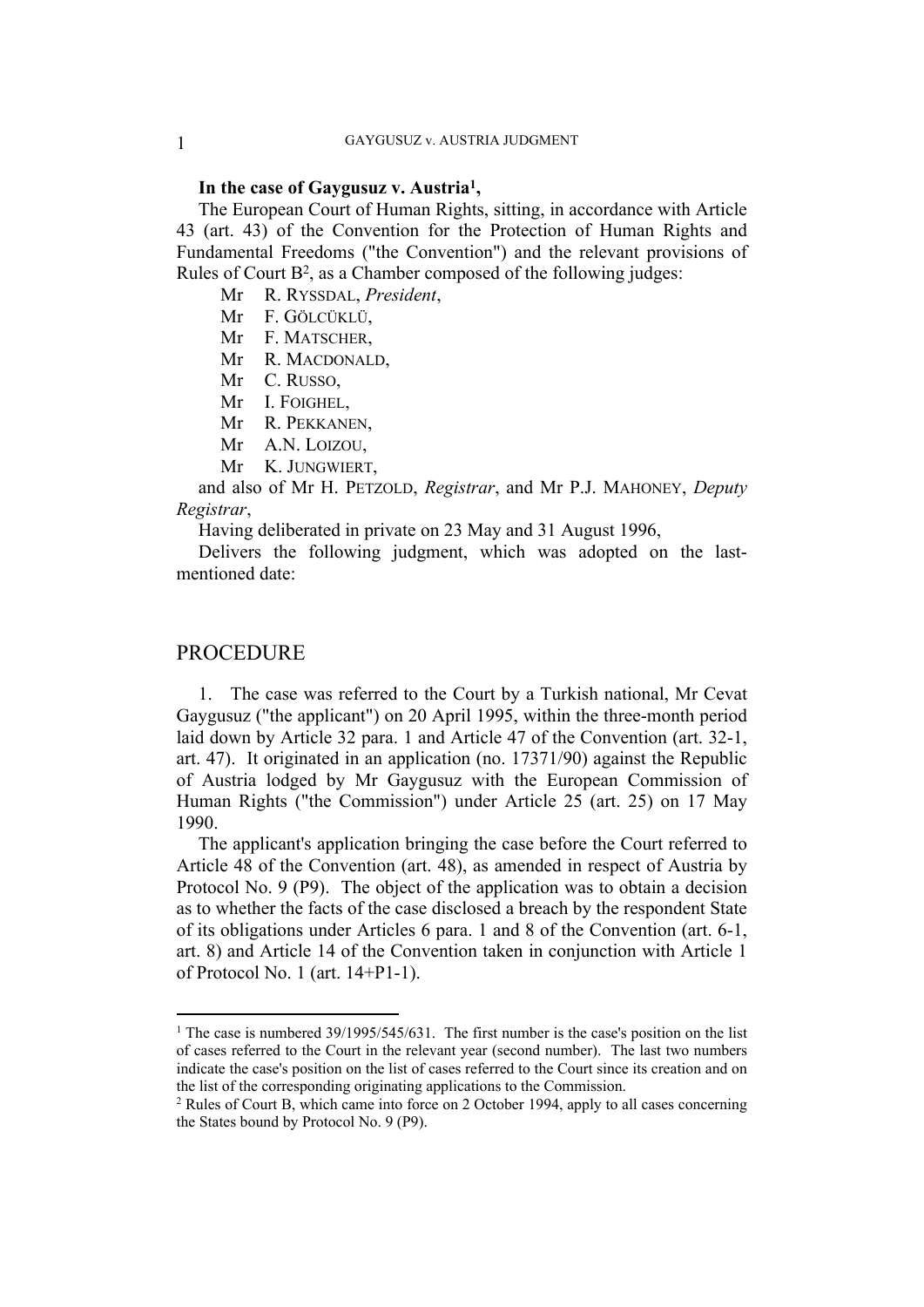**In the case of Gaygusuz v. Austria[1],**

The European Court of Human Rights, sitting, in accordance with Article 43 (art. 43) of the Convention for the Protection of Human Rights and Fundamental Freedoms ("the Convention") and the relevant provisions of Rules of Court B[2], as a Chamber composed of the following judges:

Mr R. Ryssdal, *President*,
Mr F. Gölcüklü,
Mr F. Matscher,
Mr R. Macdonald,
Mr C. Russo,
Mr I. Foighel,
Mr R. Pekkanen,
Mr A.N. Loizou,
Mr K. Jungwiert,

and also of Mr H. Petzold, *Registrar*, and Mr P.J. Mahoney, *Deputy Registrar*,

Having deliberated in private on 23 May and 31 August 1996,

Delivers the following judgment, which was adopted on the last-mentioned date:

# PROCEDURE

1. The case was referred to the Court by a Turkish national, Mr Cevat Gaygusuz ("the applicant") on 20 April 1995, within the three-month period laid down by Article 32 para. 1 and Article 47 of the Convention (art. 32-1, art. 47). It originated in an application (no. 17371/90) against the Republic of Austria lodged by Mr Gaygusuz with the European Commission of Human Rights ("the Commission") under Article 25 (art. 25) on 17 May 1990.

The applicant's application bringing the case before the Court referred to Article 48 of the Convention (art. 48), as amended in respect of Austria by Protocol No. 9 (P9). The object of the application was to obtain a decision as to whether the facts of the case disclosed a breach by the respondent State of its obligations under Articles 6 para. 1 and 8 of the Convention (art. 6-1, art. 8) and Article 14 of the Convention taken in conjunction with Article 1 of Protocol No. 1 (art. 14+P1-1).

---

[1] The case is numbered 39/1995/545/631. The first number is the case's position on the list of cases referred to the Court in the relevant year (second number). The last two numbers indicate the case's position on the list of cases referred to the Court since its creation and on the list of the corresponding originating applications to the Commission.

[2] Rules of Court B, which came into force on 2 October 1994, apply to all cases concerning the States bound by Protocol No. 9 (P9).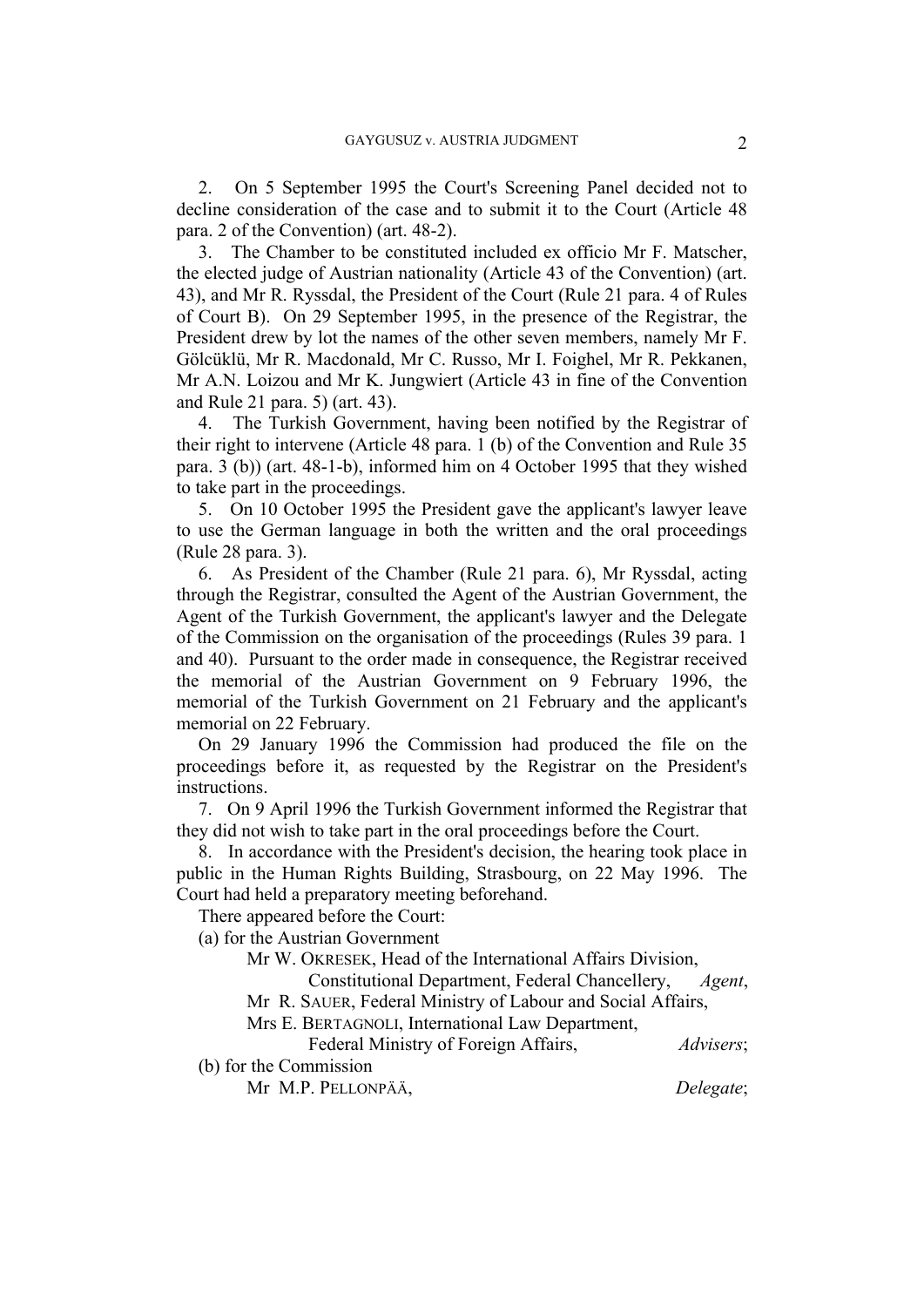2. On 5 September 1995 the Court's Screening Panel decided not to decline consideration of the case and to submit it to the Court (Article 48 para. 2 of the Convention) (art. 48-2).

3. The Chamber to be constituted included ex officio Mr F. Matscher, the elected judge of Austrian nationality (Article 43 of the Convention) (art. 43), and Mr R. Ryssdal, the President of the Court (Rule 21 para. 4 of Rules of Court B). On 29 September 1995, in the presence of the Registrar, the President drew by lot the names of the other seven members, namely Mr F. Gölcüklü, Mr R. Macdonald, Mr C. Russo, Mr I. Foighel, Mr R. Pekkanen, Mr A.N. Loizou and Mr K. Jungwiert (Article 43 in fine of the Convention and Rule 21 para. 5) (art. 43).

4. The Turkish Government, having been notified by the Registrar of their right to intervene (Article 48 para. 1 (b) of the Convention and Rule 35 para. 3 (b)) (art. 48-1-b), informed him on 4 October 1995 that they wished to take part in the proceedings.

5. On 10 October 1995 the President gave the applicant's lawyer leave to use the German language in both the written and the oral proceedings (Rule 28 para. 3).

6. As President of the Chamber (Rule 21 para. 6), Mr Ryssdal, acting through the Registrar, consulted the Agent of the Austrian Government, the Agent of the Turkish Government, the applicant's lawyer and the Delegate of the Commission on the organisation of the proceedings (Rules 39 para. 1 and 40). Pursuant to the order made in consequence, the Registrar received the memorial of the Austrian Government on 9 February 1996, the memorial of the Turkish Government on 21 February and the applicant's memorial on 22 February.

On 29 January 1996 the Commission had produced the file on the proceedings before it, as requested by the Registrar on the President's instructions.

7. On 9 April 1996 the Turkish Government informed the Registrar that they did not wish to take part in the oral proceedings before the Court.

8. In accordance with the President's decision, the hearing took place in public in the Human Rights Building, Strasbourg, on 22 May 1996. The Court had held a preparatory meeting beforehand.

There appeared before the Court:

(a) for the Austrian Government

Mr W. OKRESEK, Head of the International Affairs Division,
Constitutional Department, Federal Chancellery, *Agent*,

Mr R. SAUER, Federal Ministry of Labour and Social Affairs,

Mrs E. BERTAGNOLI, International Law Department,
Federal Ministry of Foreign Affairs, *Advisers*;

(b) for the Commission

Mr M.P. PELLONPÄÄ, *Delegate*;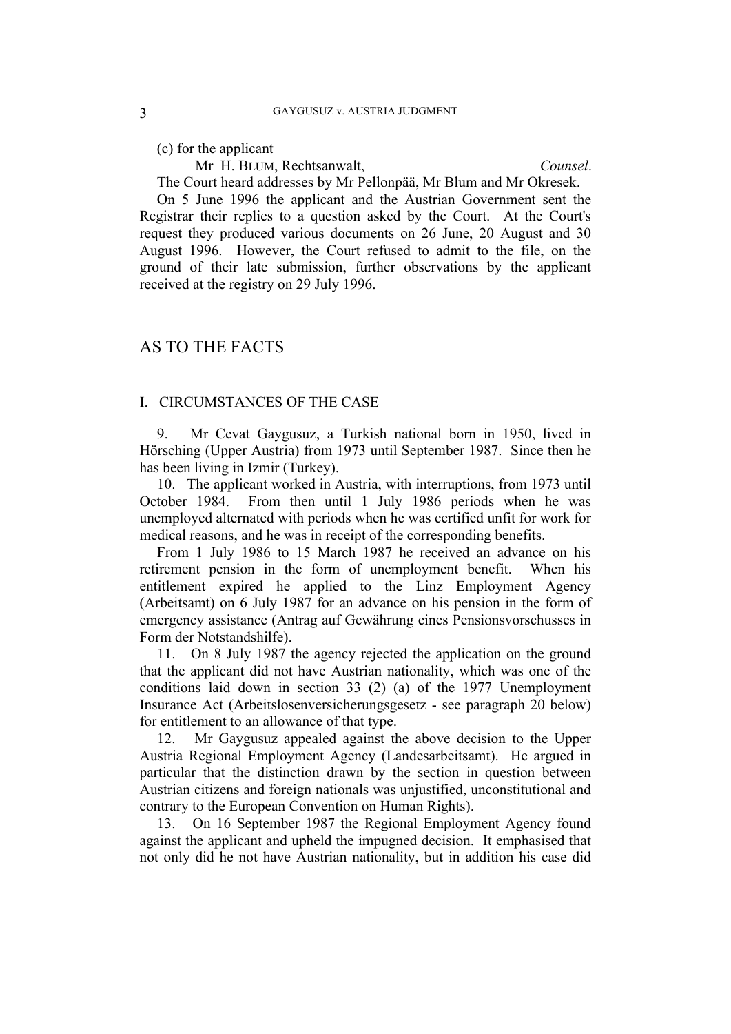(c) for the applicant

Mr H. BLUM, Rechtsanwalt, *Counsel*.

The Court heard addresses by Mr Pellonpää, Mr Blum and Mr Okresek.

On 5 June 1996 the applicant and the Austrian Government sent the Registrar their replies to a question asked by the Court. At the Court's request they produced various documents on 26 June, 20 August and 30 August 1996. However, the Court refused to admit to the file, on the ground of their late submission, further observations by the applicant received at the registry on 29 July 1996.

## AS TO THE FACTS

### I. CIRCUMSTANCES OF THE CASE

9. Mr Cevat Gaygusuz, a Turkish national born in 1950, lived in Hörsching (Upper Austria) from 1973 until September 1987. Since then he has been living in Izmir (Turkey).

10. The applicant worked in Austria, with interruptions, from 1973 until October 1984. From then until 1 July 1986 periods when he was unemployed alternated with periods when he was certified unfit for work for medical reasons, and he was in receipt of the corresponding benefits.

From 1 July 1986 to 15 March 1987 he received an advance on his retirement pension in the form of unemployment benefit. When his entitlement expired he applied to the Linz Employment Agency (Arbeitsamt) on 6 July 1987 for an advance on his pension in the form of emergency assistance (Antrag auf Gewährung eines Pensionsvorschusses in Form der Notstandshilfe).

11. On 8 July 1987 the agency rejected the application on the ground that the applicant did not have Austrian nationality, which was one of the conditions laid down in section 33 (2) (a) of the 1977 Unemployment Insurance Act (Arbeitslosenversicherungsgesetz - see paragraph 20 below) for entitlement to an allowance of that type.

12. Mr Gaygusuz appealed against the above decision to the Upper Austria Regional Employment Agency (Landesarbeitsamt). He argued in particular that the distinction drawn by the section in question between Austrian citizens and foreign nationals was unjustified, unconstitutional and contrary to the European Convention on Human Rights).

13. On 16 September 1987 the Regional Employment Agency found against the applicant and upheld the impugned decision. It emphasised that not only did he not have Austrian nationality, but in addition his case did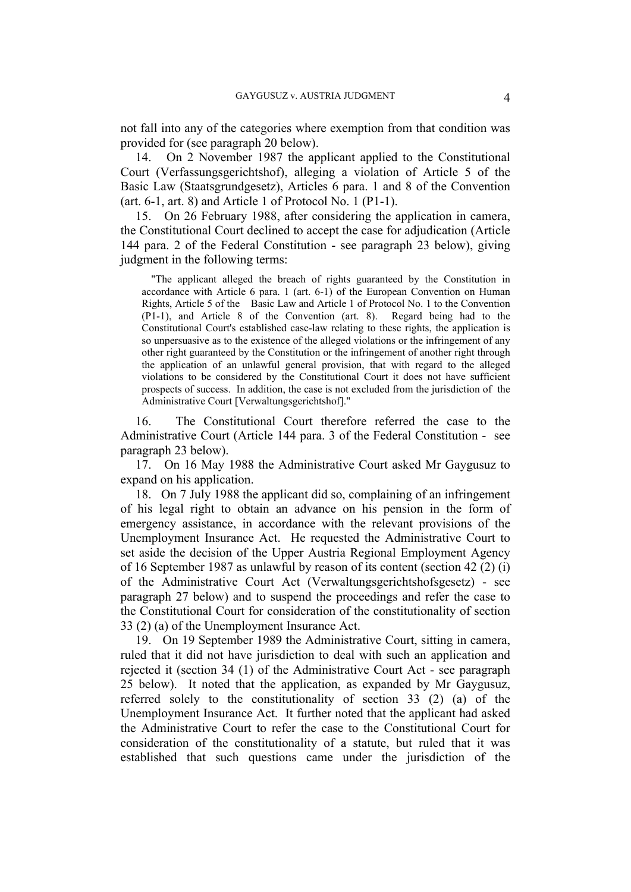not fall into any of the categories where exemption from that condition was provided for (see paragraph 20 below).

14. On 2 November 1987 the applicant applied to the Constitutional Court (Verfassungsgerichtshof), alleging a violation of Article 5 of the Basic Law (Staatsgrundgesetz), Articles 6 para. 1 and 8 of the Convention (art. 6-1, art. 8) and Article 1 of Protocol No. 1 (P1-1).

15. On 26 February 1988, after considering the application in camera, the Constitutional Court declined to accept the case for adjudication (Article 144 para. 2 of the Federal Constitution - see paragraph 23 below), giving judgment in the following terms:

> "The applicant alleged the breach of rights guaranteed by the Constitution in accordance with Article 6 para. 1 (art. 6-1) of the European Convention on Human Rights, Article 5 of the Basic Law and Article 1 of Protocol No. 1 to the Convention (P1-1), and Article 8 of the Convention (art. 8). Regard being had to the Constitutional Court's established case-law relating to these rights, the application is so unpersuasive as to the existence of the alleged violations or the infringement of any other right guaranteed by the Constitution or the infringement of another right through the application of an unlawful general provision, that with regard to the alleged violations to be considered by the Constitutional Court it does not have sufficient prospects of success. In addition, the case is not excluded from the jurisdiction of the Administrative Court [Verwaltungsgerichtshof]."

16. The Constitutional Court therefore referred the case to the Administrative Court (Article 144 para. 3 of the Federal Constitution - see paragraph 23 below).

17. On 16 May 1988 the Administrative Court asked Mr Gaygusuz to expand on his application.

18. On 7 July 1988 the applicant did so, complaining of an infringement of his legal right to obtain an advance on his pension in the form of emergency assistance, in accordance with the relevant provisions of the Unemployment Insurance Act. He requested the Administrative Court to set aside the decision of the Upper Austria Regional Employment Agency of 16 September 1987 as unlawful by reason of its content (section 42 (2) (i) of the Administrative Court Act (Verwaltungsgerichtshofsgesetz) - see paragraph 27 below) and to suspend the proceedings and refer the case to the Constitutional Court for consideration of the constitutionality of section 33 (2) (a) of the Unemployment Insurance Act.

19. On 19 September 1989 the Administrative Court, sitting in camera, ruled that it did not have jurisdiction to deal with such an application and rejected it (section 34 (1) of the Administrative Court Act - see paragraph 25 below). It noted that the application, as expanded by Mr Gaygusuz, referred solely to the constitutionality of section 33 (2) (a) of the Unemployment Insurance Act. It further noted that the applicant had asked the Administrative Court to refer the case to the Constitutional Court for consideration of the constitutionality of a statute, but ruled that it was established that such questions came under the jurisdiction of the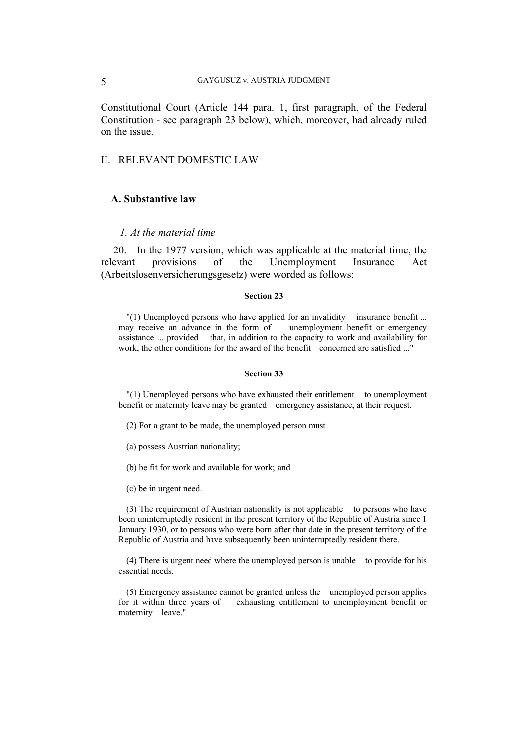Constitutional Court (Article 144 para. 1, first paragraph, of the Federal Constitution - see paragraph 23 below), which, moreover, had already ruled on the issue.

## II. RELEVANT DOMESTIC LAW

### A. Substantive law

#### *1. At the material time*

20. In the 1977 version, which was applicable at the material time, the relevant provisions of the Unemployment Insurance Act (Arbeitslosenversicherungsgesetz) were worded as follows:

**Section 23**

"(1) Unemployed persons who have applied for an invalidity insurance benefit ... may receive an advance in the form of unemployment benefit or emergency assistance ... provided that, in addition to the capacity to work and availability for work, the other conditions for the award of the benefit concerned are satisfied ..."

**Section 33**

"(1) Unemployed persons who have exhausted their entitlement to unemployment benefit or maternity leave may be granted emergency assistance, at their request.

(2) For a grant to be made, the unemployed person must

(a) possess Austrian nationality;

(b) be fit for work and available for work; and

(c) be in urgent need.

(3) The requirement of Austrian nationality is not applicable to persons who have been uninterruptedly resident in the present territory of the Republic of Austria since 1 January 1930, or to persons who were born after that date in the present territory of the Republic of Austria and have subsequently been uninterruptedly resident there.

(4) There is urgent need where the unemployed person is unable to provide for his essential needs.

(5) Emergency assistance cannot be granted unless the unemployed person applies for it within three years of exhausting entitlement to unemployment benefit or maternity leave."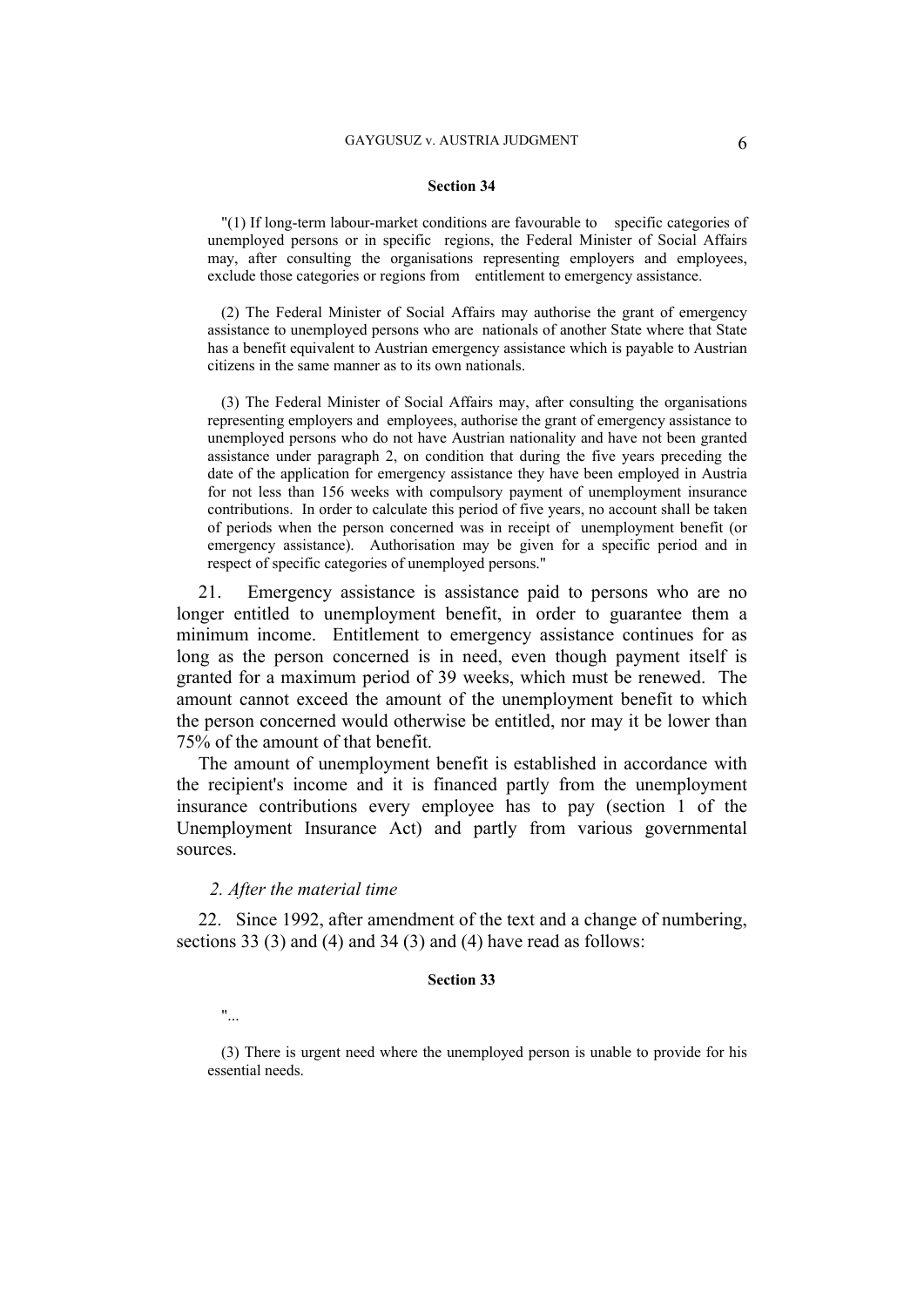#### Section 34

"(1) If long-term labour-market conditions are favourable to specific categories of unemployed persons or in specific regions, the Federal Minister of Social Affairs may, after consulting the organisations representing employers and employees, exclude those categories or regions from entitlement to emergency assistance.

(2) The Federal Minister of Social Affairs may authorise the grant of emergency assistance to unemployed persons who are nationals of another State where that State has a benefit equivalent to Austrian emergency assistance which is payable to Austrian citizens in the same manner as to its own nationals.

(3) The Federal Minister of Social Affairs may, after consulting the organisations representing employers and employees, authorise the grant of emergency assistance to unemployed persons who do not have Austrian nationality and have not been granted assistance under paragraph 2, on condition that during the five years preceding the date of the application for emergency assistance they have been employed in Austria for not less than 156 weeks with compulsory payment of unemployment insurance contributions. In order to calculate this period of five years, no account shall be taken of periods when the person concerned was in receipt of unemployment benefit (or emergency assistance). Authorisation may be given for a specific period and in respect of specific categories of unemployed persons."

21. Emergency assistance is assistance paid to persons who are no longer entitled to unemployment benefit, in order to guarantee them a minimum income. Entitlement to emergency assistance continues for as long as the person concerned is in need, even though payment itself is granted for a maximum period of 39 weeks, which must be renewed. The amount cannot exceed the amount of the unemployment benefit to which the person concerned would otherwise be entitled, nor may it be lower than 75% of the amount of that benefit.

The amount of unemployment benefit is established in accordance with the recipient's income and it is financed partly from the unemployment insurance contributions every employee has to pay (section 1 of the Unemployment Insurance Act) and partly from various governmental sources.

### *2. After the material time*

22. Since 1992, after amendment of the text and a change of numbering, sections 33 (3) and (4) and 34 (3) and (4) have read as follows:

#### Section 33

"...

(3) There is urgent need where the unemployed person is unable to provide for his essential needs.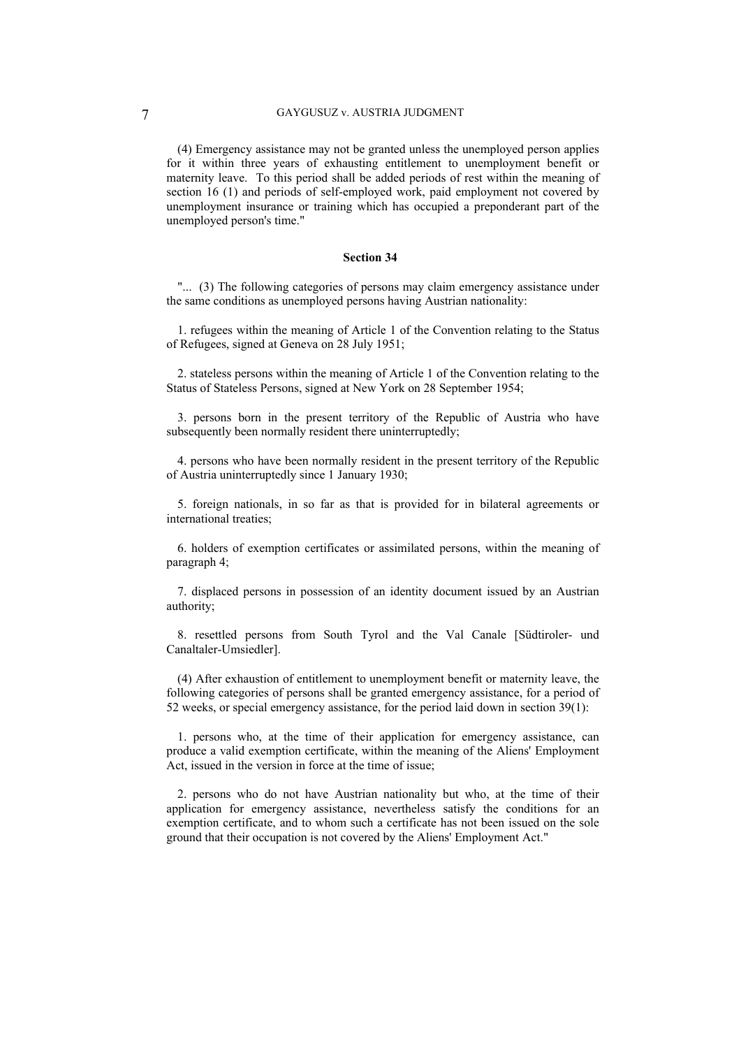(4) Emergency assistance may not be granted unless the unemployed person applies for it within three years of exhausting entitlement to unemployment benefit or maternity leave. To this period shall be added periods of rest within the meaning of section 16 (1) and periods of self-employed work, paid employment not covered by unemployment insurance or training which has occupied a preponderant part of the unemployed person's time."

**Section 34**

"... (3) The following categories of persons may claim emergency assistance under the same conditions as unemployed persons having Austrian nationality:

1. refugees within the meaning of Article 1 of the Convention relating to the Status of Refugees, signed at Geneva on 28 July 1951;

2. stateless persons within the meaning of Article 1 of the Convention relating to the Status of Stateless Persons, signed at New York on 28 September 1954;

3. persons born in the present territory of the Republic of Austria who have subsequently been normally resident there uninterruptedly;

4. persons who have been normally resident in the present territory of the Republic of Austria uninterruptedly since 1 January 1930;

5. foreign nationals, in so far as that is provided for in bilateral agreements or international treaties;

6. holders of exemption certificates or assimilated persons, within the meaning of paragraph 4;

7. displaced persons in possession of an identity document issued by an Austrian authority;

8. resettled persons from South Tyrol and the Val Canale [Südtiroler- und Canaltaler-Umsiedler].

(4) After exhaustion of entitlement to unemployment benefit or maternity leave, the following categories of persons shall be granted emergency assistance, for a period of 52 weeks, or special emergency assistance, for the period laid down in section 39(1):

1. persons who, at the time of their application for emergency assistance, can produce a valid exemption certificate, within the meaning of the Aliens' Employment Act, issued in the version in force at the time of issue;

2. persons who do not have Austrian nationality but who, at the time of their application for emergency assistance, nevertheless satisfy the conditions for an exemption certificate, and to whom such a certificate has not been issued on the sole ground that their occupation is not covered by the Aliens' Employment Act."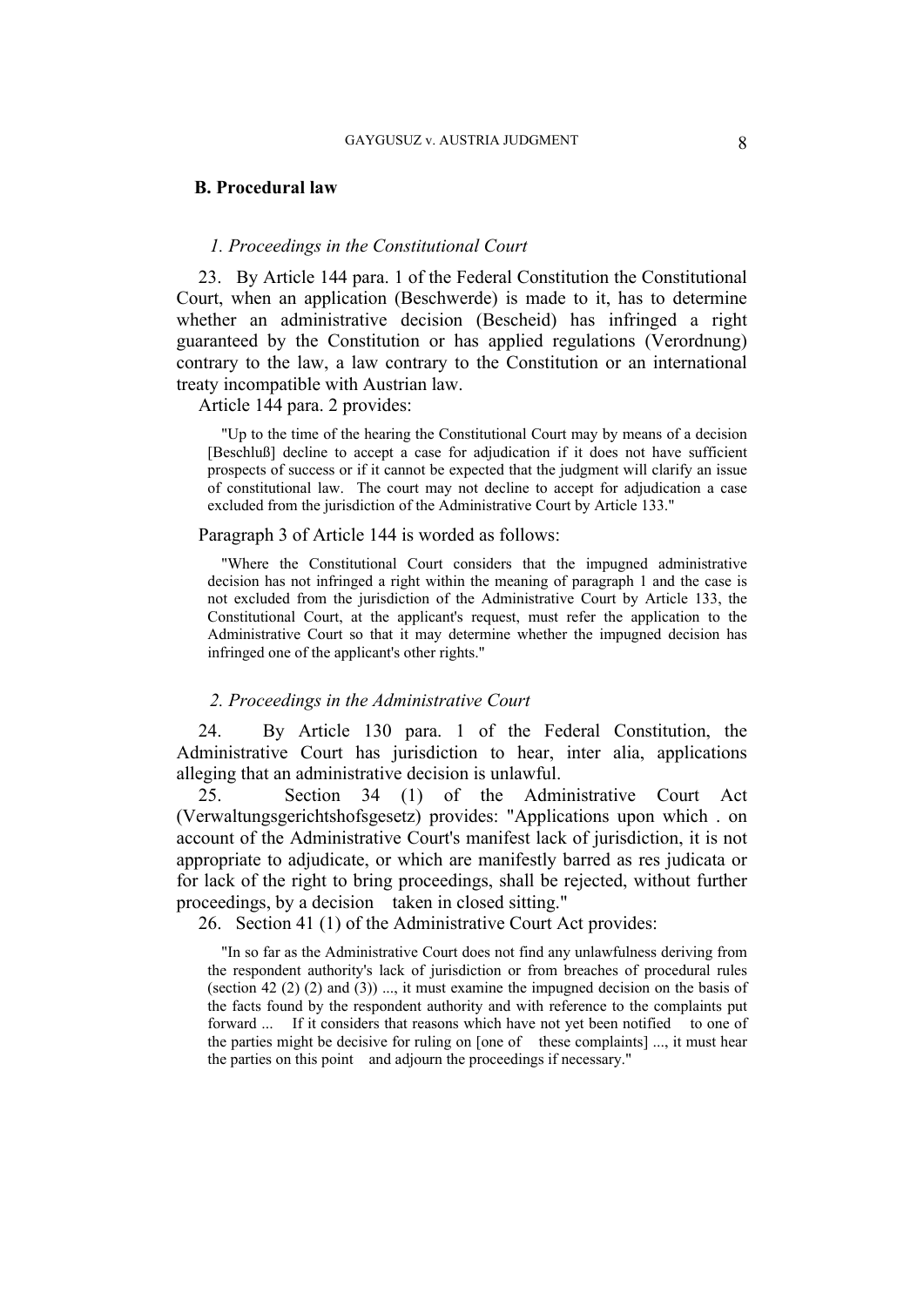## B. Procedural law

### *1. Proceedings in the Constitutional Court*

23. By Article 144 para. 1 of the Federal Constitution the Constitutional Court, when an application (Beschwerde) is made to it, has to determine whether an administrative decision (Bescheid) has infringed a right guaranteed by the Constitution or has applied regulations (Verordnung) contrary to the law, a law contrary to the Constitution or an international treaty incompatible with Austrian law.

Article 144 para. 2 provides:

> "Up to the time of the hearing the Constitutional Court may by means of a decision [Beschluß] decline to accept a case for adjudication if it does not have sufficient prospects of success or if it cannot be expected that the judgment will clarify an issue of constitutional law. The court may not decline to accept for adjudication a case excluded from the jurisdiction of the Administrative Court by Article 133."

Paragraph 3 of Article 144 is worded as follows:

> "Where the Constitutional Court considers that the impugned administrative decision has not infringed a right within the meaning of paragraph 1 and the case is not excluded from the jurisdiction of the Administrative Court by Article 133, the Constitutional Court, at the applicant's request, must refer the application to the Administrative Court so that it may determine whether the impugned decision has infringed one of the applicant's other rights."

### *2. Proceedings in the Administrative Court*

24. By Article 130 para. 1 of the Federal Constitution, the Administrative Court has jurisdiction to hear, inter alia, applications alleging that an administrative decision is unlawful.

25. Section 34 (1) of the Administrative Court Act (Verwaltungsgerichtshofsgesetz) provides: "Applications upon which . on account of the Administrative Court's manifest lack of jurisdiction, it is not appropriate to adjudicate, or which are manifestly barred as res judicata or for lack of the right to bring proceedings, shall be rejected, without further proceedings, by a decision taken in closed sitting."

26. Section 41 (1) of the Administrative Court Act provides:

> "In so far as the Administrative Court does not find any unlawfulness deriving from the respondent authority's lack of jurisdiction or from breaches of procedural rules (section 42 (2) (2) and (3)) ..., it must examine the impugned decision on the basis of the facts found by the respondent authority and with reference to the complaints put forward ... If it considers that reasons which have not yet been notified to one of the parties might be decisive for ruling on [one of these complaints] ..., it must hear the parties on this point and adjourn the proceedings if necessary."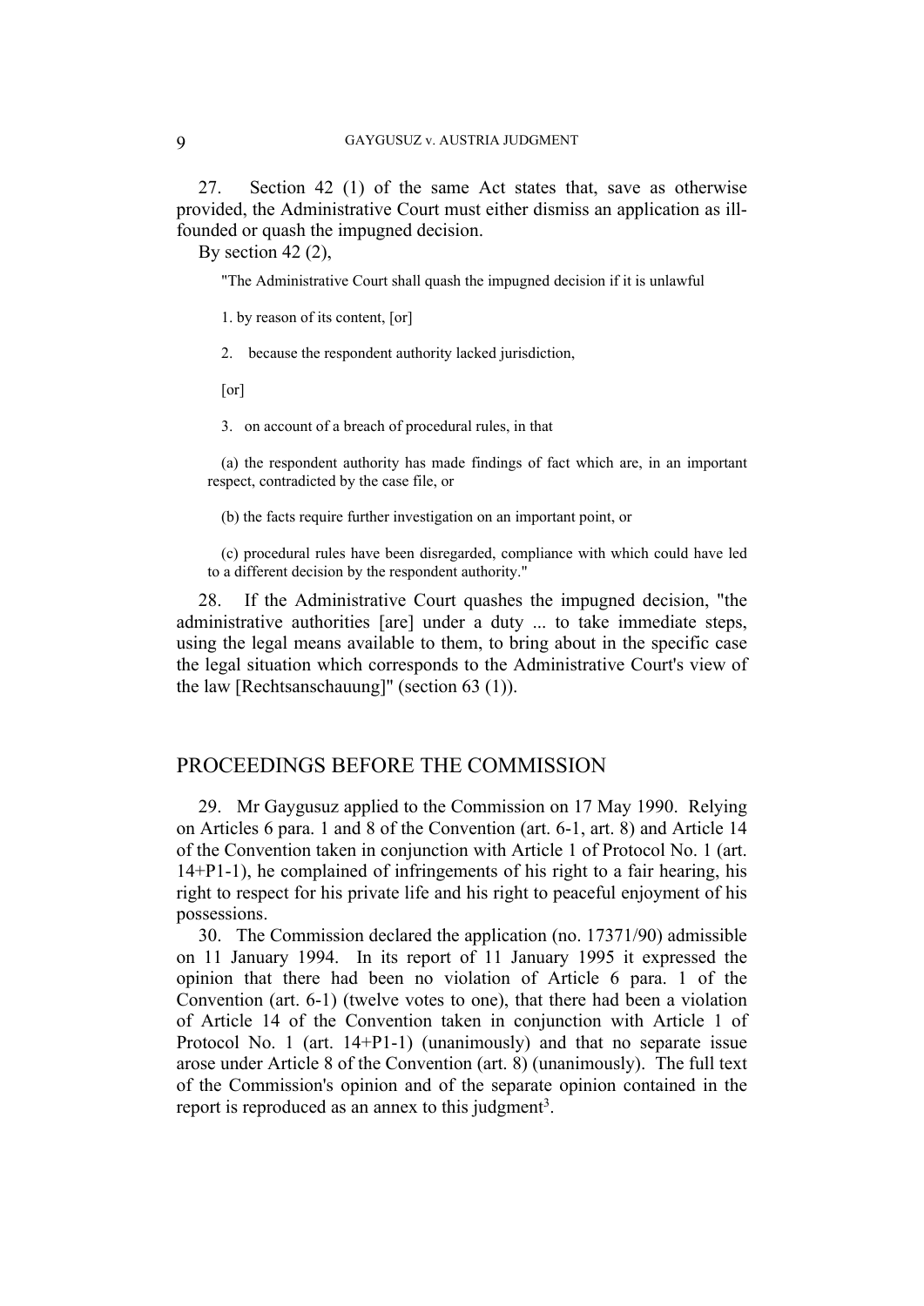27. Section 42 (1) of the same Act states that, save as otherwise provided, the Administrative Court must either dismiss an application as ill-founded or quash the impugned decision.

By section 42 (2),

> "The Administrative Court shall quash the impugned decision if it is unlawful
>
> 1. by reason of its content, [or]
>
> 2. because the respondent authority lacked jurisdiction,
>
> [or]
>
> 3. on account of a breach of procedural rules, in that
>
> (a) the respondent authority has made findings of fact which are, in an important respect, contradicted by the case file, or
>
> (b) the facts require further investigation on an important point, or
>
> (c) procedural rules have been disregarded, compliance with which could have led to a different decision by the respondent authority."

28. If the Administrative Court quashes the impugned decision, "the administrative authorities [are] under a duty ... to take immediate steps, using the legal means available to them, to bring about in the specific case the legal situation which corresponds to the Administrative Court's view of the law [Rechtsanschauung]" (section 63 (1)).

## PROCEEDINGS BEFORE THE COMMISSION

29. Mr Gaygusuz applied to the Commission on 17 May 1990. Relying on Articles 6 para. 1 and 8 of the Convention (art. 6-1, art. 8) and Article 14 of the Convention taken in conjunction with Article 1 of Protocol No. 1 (art. 14+P1-1), he complained of infringements of his right to a fair hearing, his right to respect for his private life and his right to peaceful enjoyment of his possessions.

30. The Commission declared the application (no. 17371/90) admissible on 11 January 1994. In its report of 11 January 1995 it expressed the opinion that there had been no violation of Article 6 para. 1 of the Convention (art. 6-1) (twelve votes to one), that there had been a violation of Article 14 of the Convention taken in conjunction with Article 1 of Protocol No. 1 (art. 14+P1-1) (unanimously) and that no separate issue arose under Article 8 of the Convention (art. 8) (unanimously). The full text of the Commission's opinion and of the separate opinion contained in the report is reproduced as an annex to this judgment[3].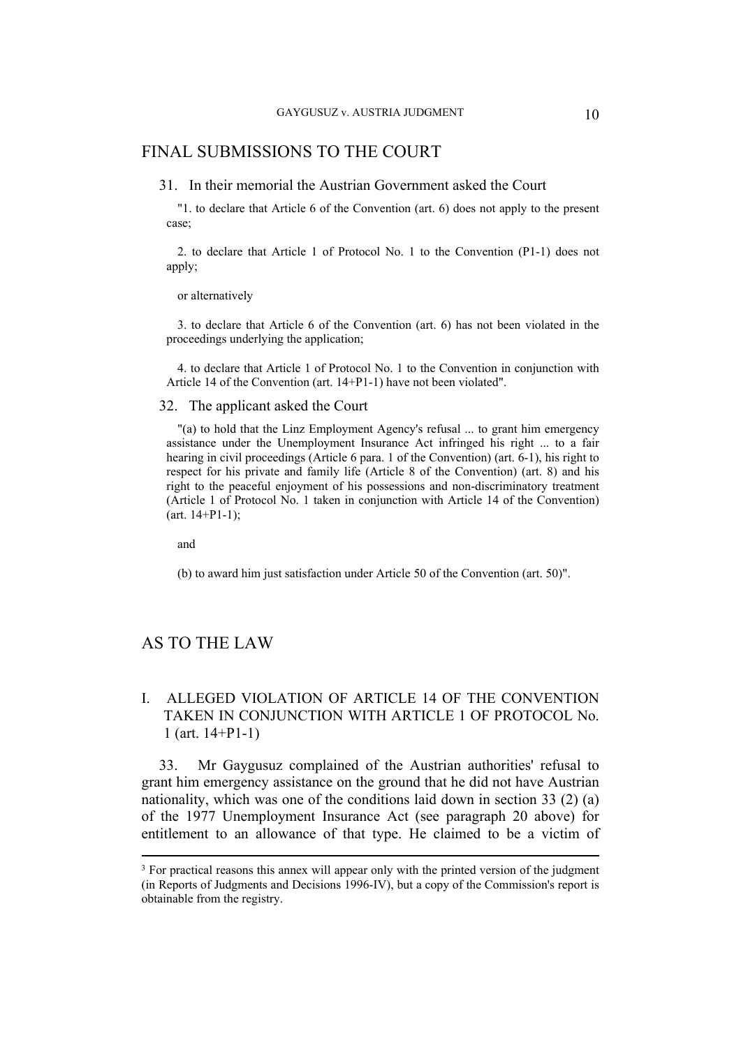## FINAL SUBMISSIONS TO THE COURT

31. In their memorial the Austrian Government asked the Court

"1. to declare that Article 6 of the Convention (art. 6) does not apply to the present case;

2. to declare that Article 1 of Protocol No. 1 to the Convention (P1-1) does not apply;

or alternatively

3. to declare that Article 6 of the Convention (art. 6) has not been violated in the proceedings underlying the application;

4. to declare that Article 1 of Protocol No. 1 to the Convention in conjunction with Article 14 of the Convention (art. 14+P1-1) have not been violated".

32. The applicant asked the Court

"(a) to hold that the Linz Employment Agency's refusal ... to grant him emergency assistance under the Unemployment Insurance Act infringed his right ... to a fair hearing in civil proceedings (Article 6 para. 1 of the Convention) (art. 6-1), his right to respect for his private and family life (Article 8 of the Convention) (art. 8) and his right to the peaceful enjoyment of his possessions and non-discriminatory treatment (Article 1 of Protocol No. 1 taken in conjunction with Article 14 of the Convention) (art. 14+P1-1);

and

(b) to award him just satisfaction under Article 50 of the Convention (art. 50)".

## AS TO THE LAW

### I. ALLEGED VIOLATION OF ARTICLE 14 OF THE CONVENTION TAKEN IN CONJUNCTION WITH ARTICLE 1 OF PROTOCOL No. 1 (art. 14+P1-1)

33. Mr Gaygusuz complained of the Austrian authorities' refusal to grant him emergency assistance on the ground that he did not have Austrian nationality, which was one of the conditions laid down in section 33 (2) (a) of the 1977 Unemployment Insurance Act (see paragraph 20 above) for entitlement to an allowance of that type. He claimed to be a victim of

---

[3] For practical reasons this annex will appear only with the printed version of the judgment (in Reports of Judgments and Decisions 1996-IV), but a copy of the Commission's report is obtainable from the registry.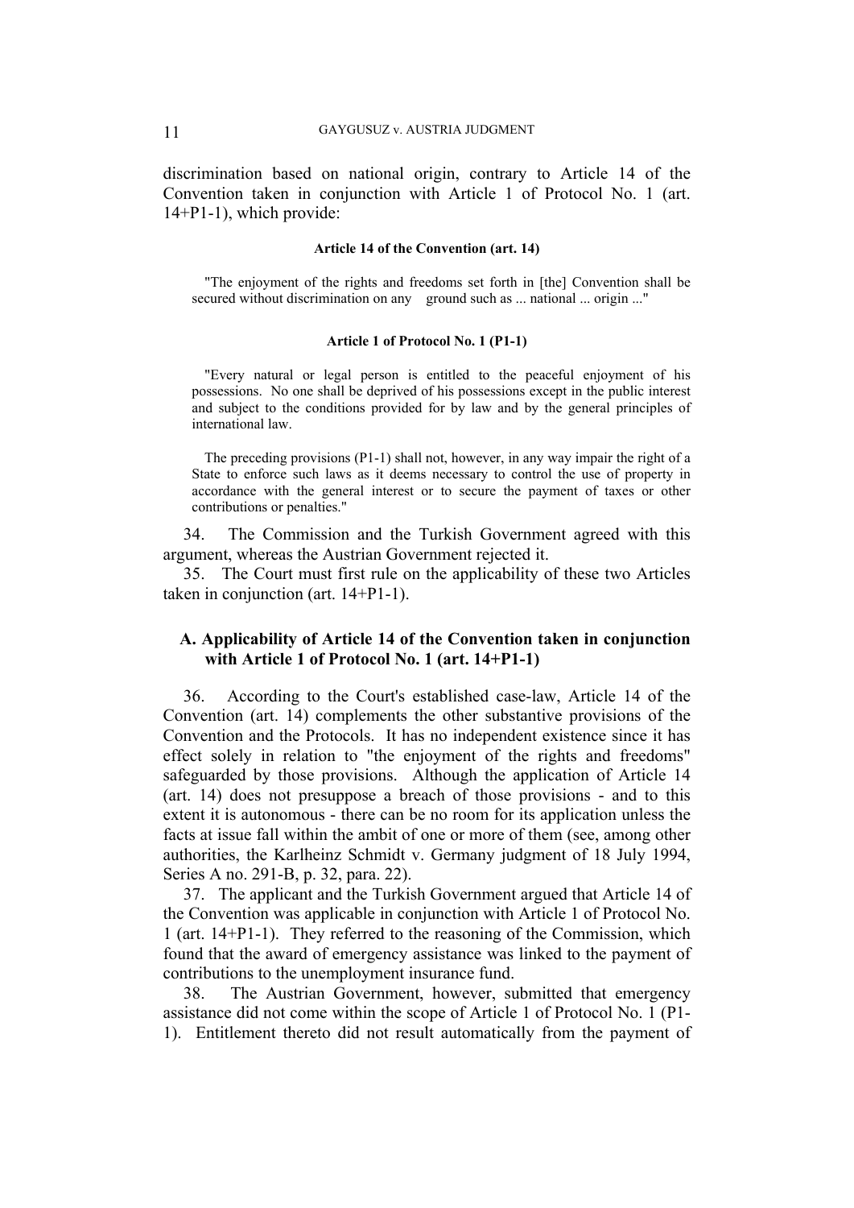discrimination based on national origin, contrary to Article 14 of the Convention taken in conjunction with Article 1 of Protocol No. 1 (art. 14+P1-1), which provide:

**Article 14 of the Convention (art. 14)**

> "The enjoyment of the rights and freedoms set forth in [the] Convention shall be secured without discrimination on any ground such as ... national ... origin ..."

**Article 1 of Protocol No. 1 (P1-1)**

> "Every natural or legal person is entitled to the peaceful enjoyment of his possessions. No one shall be deprived of his possessions except in the public interest and subject to the conditions provided for by law and by the general principles of international law.
>
> The preceding provisions (P1-1) shall not, however, in any way impair the right of a State to enforce such laws as it deems necessary to control the use of property in accordance with the general interest or to secure the payment of taxes or other contributions or penalties."

34. The Commission and the Turkish Government agreed with this argument, whereas the Austrian Government rejected it.

35. The Court must first rule on the applicability of these two Articles taken in conjunction (art. 14+P1-1).

## A. Applicability of Article 14 of the Convention taken in conjunction with Article 1 of Protocol No. 1 (art. 14+P1-1)

36. According to the Court's established case-law, Article 14 of the Convention (art. 14) complements the other substantive provisions of the Convention and the Protocols. It has no independent existence since it has effect solely in relation to "the enjoyment of the rights and freedoms" safeguarded by those provisions. Although the application of Article 14 (art. 14) does not presuppose a breach of those provisions - and to this extent it is autonomous - there can be no room for its application unless the facts at issue fall within the ambit of one or more of them (see, among other authorities, the Karlheinz Schmidt v. Germany judgment of 18 July 1994, Series A no. 291-B, p. 32, para. 22).

37. The applicant and the Turkish Government argued that Article 14 of the Convention was applicable in conjunction with Article 1 of Protocol No. 1 (art. 14+P1-1). They referred to the reasoning of the Commission, which found that the award of emergency assistance was linked to the payment of contributions to the unemployment insurance fund.

38. The Austrian Government, however, submitted that emergency assistance did not come within the scope of Article 1 of Protocol No. 1 (P1-1). Entitlement thereto did not result automatically from the payment of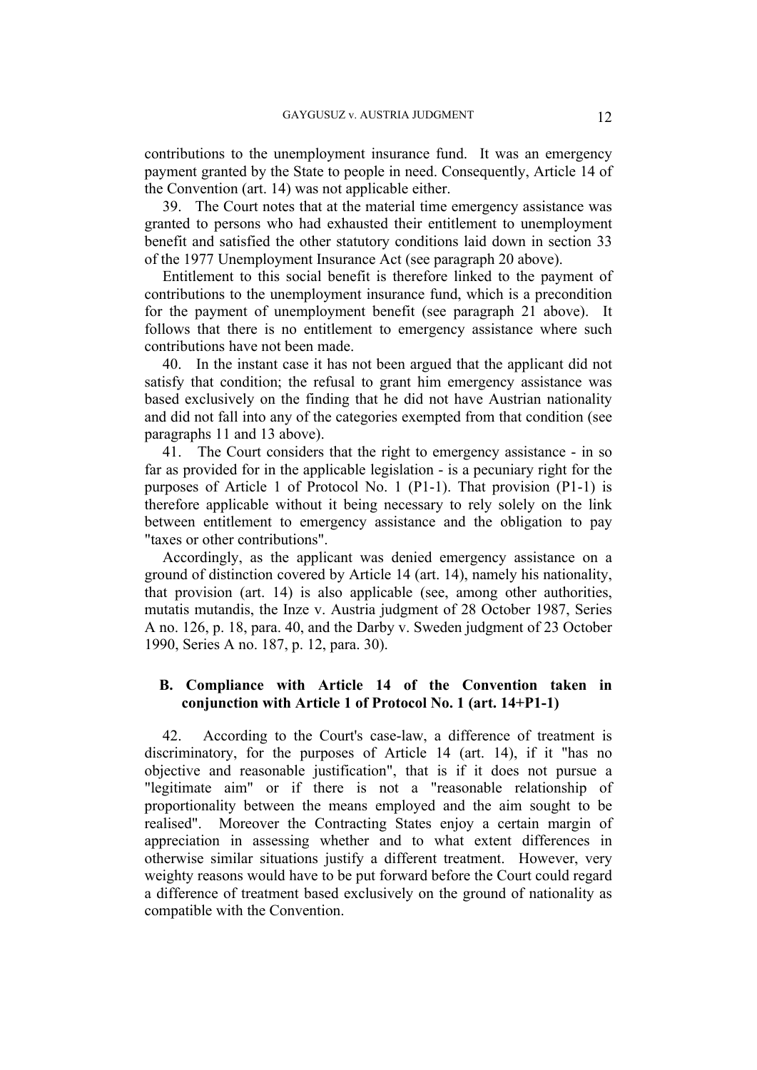contributions to the unemployment insurance fund. It was an emergency payment granted by the State to people in need. Consequently, Article 14 of the Convention (art. 14) was not applicable either.

39. The Court notes that at the material time emergency assistance was granted to persons who had exhausted their entitlement to unemployment benefit and satisfied the other statutory conditions laid down in section 33 of the 1977 Unemployment Insurance Act (see paragraph 20 above).

Entitlement to this social benefit is therefore linked to the payment of contributions to the unemployment insurance fund, which is a precondition for the payment of unemployment benefit (see paragraph 21 above). It follows that there is no entitlement to emergency assistance where such contributions have not been made.

40. In the instant case it has not been argued that the applicant did not satisfy that condition; the refusal to grant him emergency assistance was based exclusively on the finding that he did not have Austrian nationality and did not fall into any of the categories exempted from that condition (see paragraphs 11 and 13 above).

41. The Court considers that the right to emergency assistance - in so far as provided for in the applicable legislation - is a pecuniary right for the purposes of Article 1 of Protocol No. 1 (P1-1). That provision (P1-1) is therefore applicable without it being necessary to rely solely on the link between entitlement to emergency assistance and the obligation to pay "taxes or other contributions".

Accordingly, as the applicant was denied emergency assistance on a ground of distinction covered by Article 14 (art. 14), namely his nationality, that provision (art. 14) is also applicable (see, among other authorities, mutatis mutandis, the Inze v. Austria judgment of 28 October 1987, Series A no. 126, p. 18, para. 40, and the Darby v. Sweden judgment of 23 October 1990, Series A no. 187, p. 12, para. 30).

### B. Compliance with Article 14 of the Convention taken in conjunction with Article 1 of Protocol No. 1 (art. 14+P1-1)

42. According to the Court's case-law, a difference of treatment is discriminatory, for the purposes of Article 14 (art. 14), if it "has no objective and reasonable justification", that is if it does not pursue a "legitimate aim" or if there is not a "reasonable relationship of proportionality between the means employed and the aim sought to be realised". Moreover the Contracting States enjoy a certain margin of appreciation in assessing whether and to what extent differences in otherwise similar situations justify a different treatment. However, very weighty reasons would have to be put forward before the Court could regard a difference of treatment based exclusively on the ground of nationality as compatible with the Convention.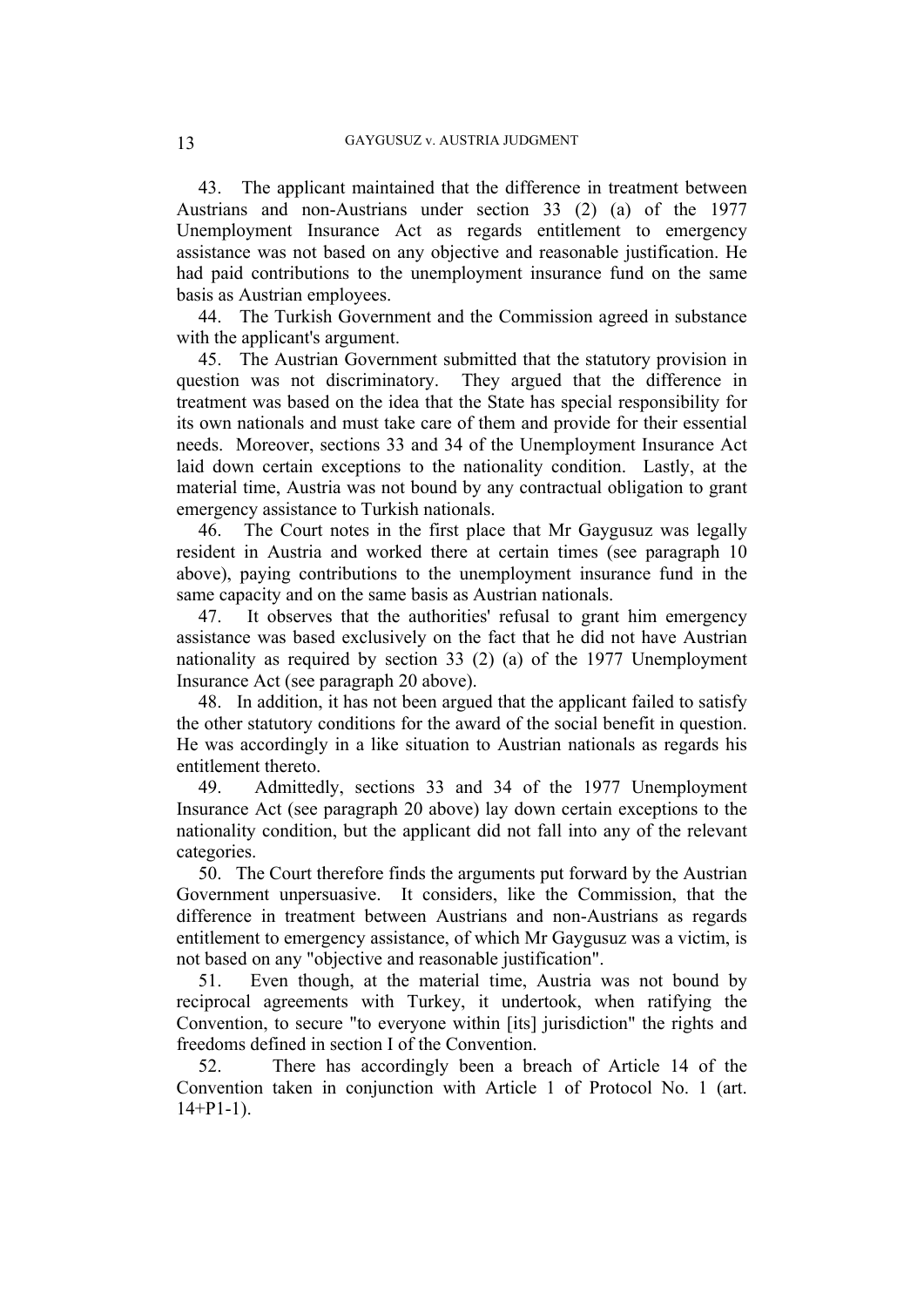43. The applicant maintained that the difference in treatment between Austrians and non-Austrians under section 33 (2) (a) of the 1977 Unemployment Insurance Act as regards entitlement to emergency assistance was not based on any objective and reasonable justification. He had paid contributions to the unemployment insurance fund on the same basis as Austrian employees.

44. The Turkish Government and the Commission agreed in substance with the applicant's argument.

45. The Austrian Government submitted that the statutory provision in question was not discriminatory. They argued that the difference in treatment was based on the idea that the State has special responsibility for its own nationals and must take care of them and provide for their essential needs. Moreover, sections 33 and 34 of the Unemployment Insurance Act laid down certain exceptions to the nationality condition. Lastly, at the material time, Austria was not bound by any contractual obligation to grant emergency assistance to Turkish nationals.

46. The Court notes in the first place that Mr Gaygusuz was legally resident in Austria and worked there at certain times (see paragraph 10 above), paying contributions to the unemployment insurance fund in the same capacity and on the same basis as Austrian nationals.

47. It observes that the authorities' refusal to grant him emergency assistance was based exclusively on the fact that he did not have Austrian nationality as required by section 33 (2) (a) of the 1977 Unemployment Insurance Act (see paragraph 20 above).

48. In addition, it has not been argued that the applicant failed to satisfy the other statutory conditions for the award of the social benefit in question. He was accordingly in a like situation to Austrian nationals as regards his entitlement thereto.

49. Admittedly, sections 33 and 34 of the 1977 Unemployment Insurance Act (see paragraph 20 above) lay down certain exceptions to the nationality condition, but the applicant did not fall into any of the relevant categories.

50. The Court therefore finds the arguments put forward by the Austrian Government unpersuasive. It considers, like the Commission, that the difference in treatment between Austrians and non-Austrians as regards entitlement to emergency assistance, of which Mr Gaygusuz was a victim, is not based on any "objective and reasonable justification".

51. Even though, at the material time, Austria was not bound by reciprocal agreements with Turkey, it undertook, when ratifying the Convention, to secure "to everyone within [its] jurisdiction" the rights and freedoms defined in section I of the Convention.

52. There has accordingly been a breach of Article 14 of the Convention taken in conjunction with Article 1 of Protocol No. 1 (art. 14+P1-1).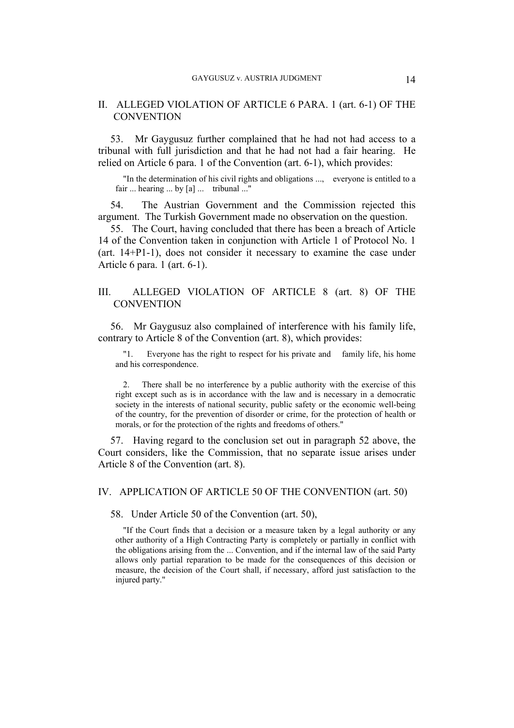## II. ALLEGED VIOLATION OF ARTICLE 6 PARA. 1 (art. 6-1) OF THE CONVENTION

53. Mr Gaygusuz further complained that he had not had access to a tribunal with full jurisdiction and that he had not had a fair hearing. He relied on Article 6 para. 1 of the Convention (art. 6-1), which provides:

> "In the determination of his civil rights and obligations ..., everyone is entitled to a fair ... hearing ... by [a] ... tribunal ..."

54. The Austrian Government and the Commission rejected this argument. The Turkish Government made no observation on the question.

55. The Court, having concluded that there has been a breach of Article 14 of the Convention taken in conjunction with Article 1 of Protocol No. 1 (art. 14+P1-1), does not consider it necessary to examine the case under Article 6 para. 1 (art. 6-1).

## III. ALLEGED VIOLATION OF ARTICLE 8 (art. 8) OF THE CONVENTION

56. Mr Gaygusuz also complained of interference with his family life, contrary to Article 8 of the Convention (art. 8), which provides:

> "1. Everyone has the right to respect for his private and family life, his home and his correspondence.
>
> 2. There shall be no interference by a public authority with the exercise of this right except such as is in accordance with the law and is necessary in a democratic society in the interests of national security, public safety or the economic well-being of the country, for the prevention of disorder or crime, for the protection of health or morals, or for the protection of the rights and freedoms of others."

57. Having regard to the conclusion set out in paragraph 52 above, the Court considers, like the Commission, that no separate issue arises under Article 8 of the Convention (art. 8).

## IV. APPLICATION OF ARTICLE 50 OF THE CONVENTION (art. 50)

58. Under Article 50 of the Convention (art. 50),

> "If the Court finds that a decision or a measure taken by a legal authority or any other authority of a High Contracting Party is completely or partially in conflict with the obligations arising from the ... Convention, and if the internal law of the said Party allows only partial reparation to be made for the consequences of this decision or measure, the decision of the Court shall, if necessary, afford just satisfaction to the injured party."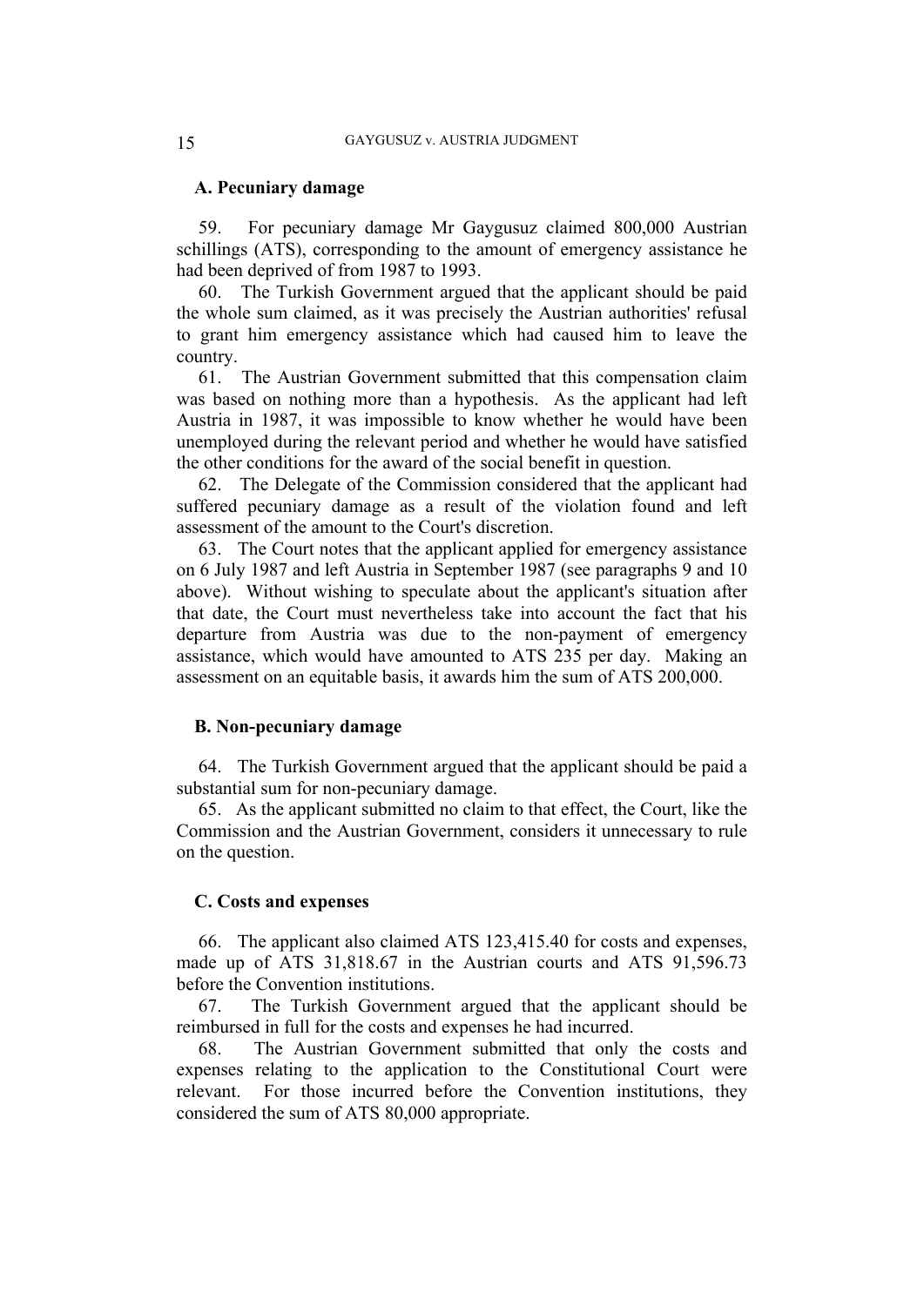### A. Pecuniary damage

59. For pecuniary damage Mr Gaygusuz claimed 800,000 Austrian schillings (ATS), corresponding to the amount of emergency assistance he had been deprived of from 1987 to 1993.

60. The Turkish Government argued that the applicant should be paid the whole sum claimed, as it was precisely the Austrian authorities' refusal to grant him emergency assistance which had caused him to leave the country.

61. The Austrian Government submitted that this compensation claim was based on nothing more than a hypothesis. As the applicant had left Austria in 1987, it was impossible to know whether he would have been unemployed during the relevant period and whether he would have satisfied the other conditions for the award of the social benefit in question.

62. The Delegate of the Commission considered that the applicant had suffered pecuniary damage as a result of the violation found and left assessment of the amount to the Court's discretion.

63. The Court notes that the applicant applied for emergency assistance on 6 July 1987 and left Austria in September 1987 (see paragraphs 9 and 10 above). Without wishing to speculate about the applicant's situation after that date, the Court must nevertheless take into account the fact that his departure from Austria was due to the non-payment of emergency assistance, which would have amounted to ATS 235 per day. Making an assessment on an equitable basis, it awards him the sum of ATS 200,000.

### B. Non-pecuniary damage

64. The Turkish Government argued that the applicant should be paid a substantial sum for non-pecuniary damage.

65. As the applicant submitted no claim to that effect, the Court, like the Commission and the Austrian Government, considers it unnecessary to rule on the question.

### C. Costs and expenses

66. The applicant also claimed ATS 123,415.40 for costs and expenses, made up of ATS 31,818.67 in the Austrian courts and ATS 91,596.73 before the Convention institutions.

67. The Turkish Government argued that the applicant should be reimbursed in full for the costs and expenses he had incurred.

68. The Austrian Government submitted that only the costs and expenses relating to the application to the Constitutional Court were relevant. For those incurred before the Convention institutions, they considered the sum of ATS 80,000 appropriate.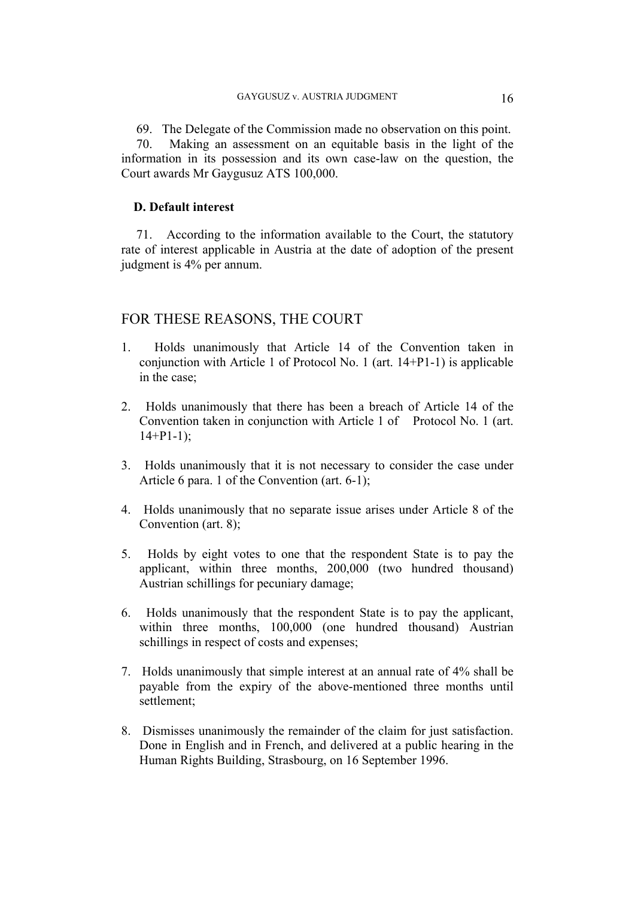69. The Delegate of the Commission made no observation on this point.

70. Making an assessment on an equitable basis in the light of the information in its possession and its own case-law on the question, the Court awards Mr Gaygusuz ATS 100,000.

### D. Default interest

71. According to the information available to the Court, the statutory rate of interest applicable in Austria at the date of adoption of the present judgment is 4% per annum.

## FOR THESE REASONS, THE COURT

1. Holds unanimously that Article 14 of the Convention taken in conjunction with Article 1 of Protocol No. 1 (art. 14+P1-1) is applicable in the case;

2. Holds unanimously that there has been a breach of Article 14 of the Convention taken in conjunction with Article 1 of Protocol No. 1 (art. 14+P1-1);

3. Holds unanimously that it is not necessary to consider the case under Article 6 para. 1 of the Convention (art. 6-1);

4. Holds unanimously that no separate issue arises under Article 8 of the Convention (art. 8);

5. Holds by eight votes to one that the respondent State is to pay the applicant, within three months, 200,000 (two hundred thousand) Austrian schillings for pecuniary damage;

6. Holds unanimously that the respondent State is to pay the applicant, within three months, 100,000 (one hundred thousand) Austrian schillings in respect of costs and expenses;

7. Holds unanimously that simple interest at an annual rate of 4% shall be payable from the expiry of the above-mentioned three months until settlement;

8. Dismisses unanimously the remainder of the claim for just satisfaction. Done in English and in French, and delivered at a public hearing in the Human Rights Building, Strasbourg, on 16 September 1996.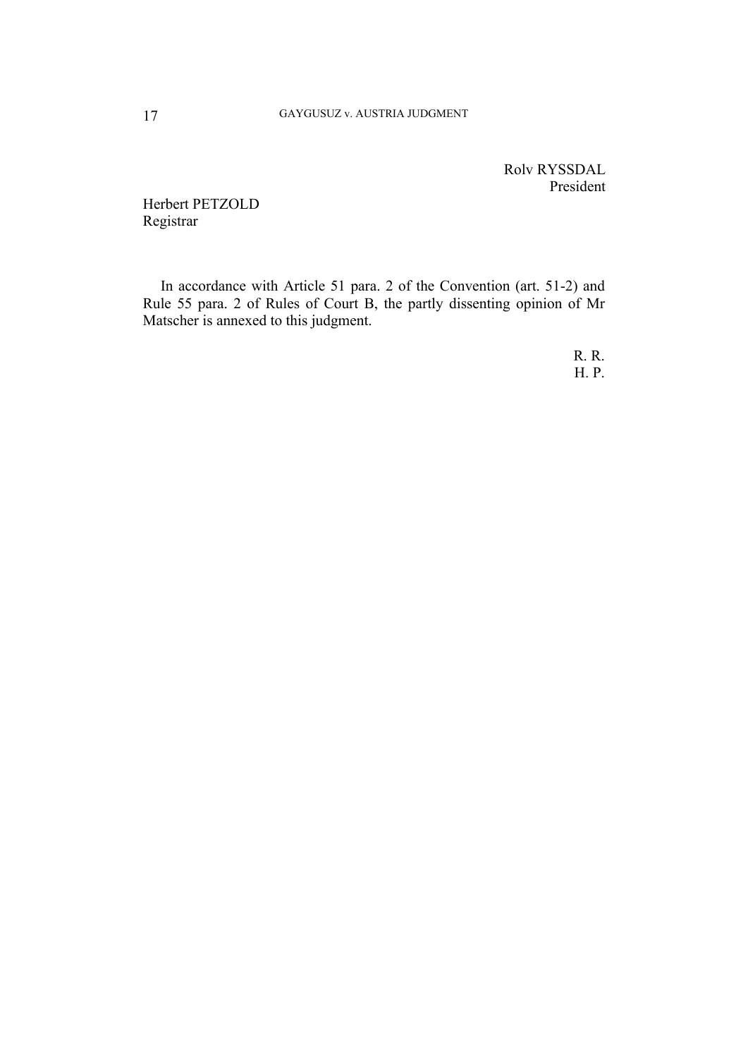Rolv RYSSDAL
President

Herbert PETZOLD
Registrar

In accordance with Article 51 para. 2 of the Convention (art. 51-2) and Rule 55 para. 2 of Rules of Court B, the partly dissenting opinion of Mr Matscher is annexed to this judgment.

R. R.
H. P.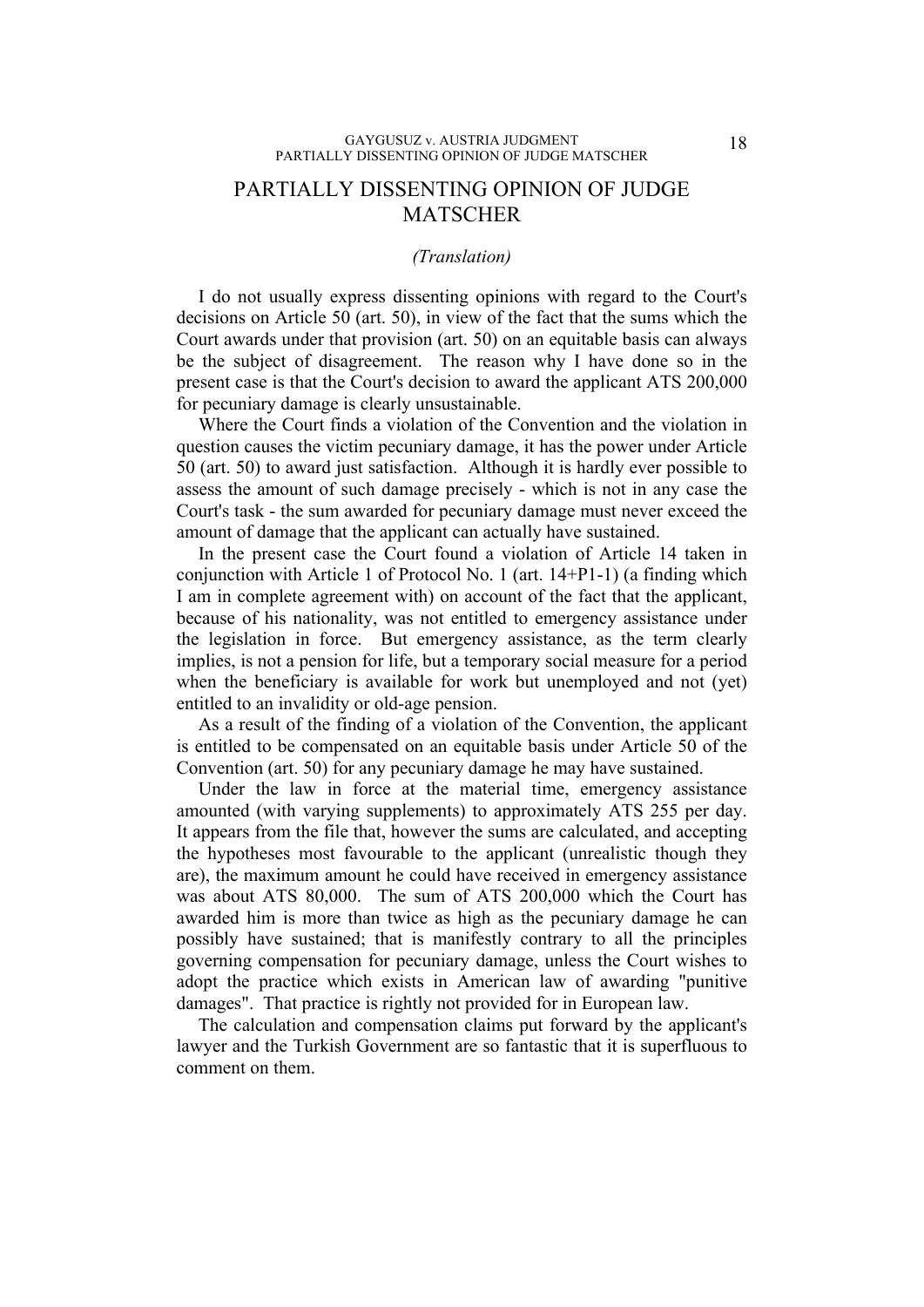# PARTIALLY DISSENTING OPINION OF JUDGE MATSCHER

*(Translation)*

I do not usually express dissenting opinions with regard to the Court's decisions on Article 50 (art. 50), in view of the fact that the sums which the Court awards under that provision (art. 50) on an equitable basis can always be the subject of disagreement. The reason why I have done so in the present case is that the Court's decision to award the applicant ATS 200,000 for pecuniary damage is clearly unsustainable.

Where the Court finds a violation of the Convention and the violation in question causes the victim pecuniary damage, it has the power under Article 50 (art. 50) to award just satisfaction. Although it is hardly ever possible to assess the amount of such damage precisely - which is not in any case the Court's task - the sum awarded for pecuniary damage must never exceed the amount of damage that the applicant can actually have sustained.

In the present case the Court found a violation of Article 14 taken in conjunction with Article 1 of Protocol No. 1 (art. 14+P1-1) (a finding which I am in complete agreement with) on account of the fact that the applicant, because of his nationality, was not entitled to emergency assistance under the legislation in force. But emergency assistance, as the term clearly implies, is not a pension for life, but a temporary social measure for a period when the beneficiary is available for work but unemployed and not (yet) entitled to an invalidity or old-age pension.

As a result of the finding of a violation of the Convention, the applicant is entitled to be compensated on an equitable basis under Article 50 of the Convention (art. 50) for any pecuniary damage he may have sustained.

Under the law in force at the material time, emergency assistance amounted (with varying supplements) to approximately ATS 255 per day. It appears from the file that, however the sums are calculated, and accepting the hypotheses most favourable to the applicant (unrealistic though they are), the maximum amount he could have received in emergency assistance was about ATS 80,000. The sum of ATS 200,000 which the Court has awarded him is more than twice as high as the pecuniary damage he can possibly have sustained; that is manifestly contrary to all the principles governing compensation for pecuniary damage, unless the Court wishes to adopt the practice which exists in American law of awarding "punitive damages". That practice is rightly not provided for in European law.

The calculation and compensation claims put forward by the applicant's lawyer and the Turkish Government are so fantastic that it is superfluous to comment on them.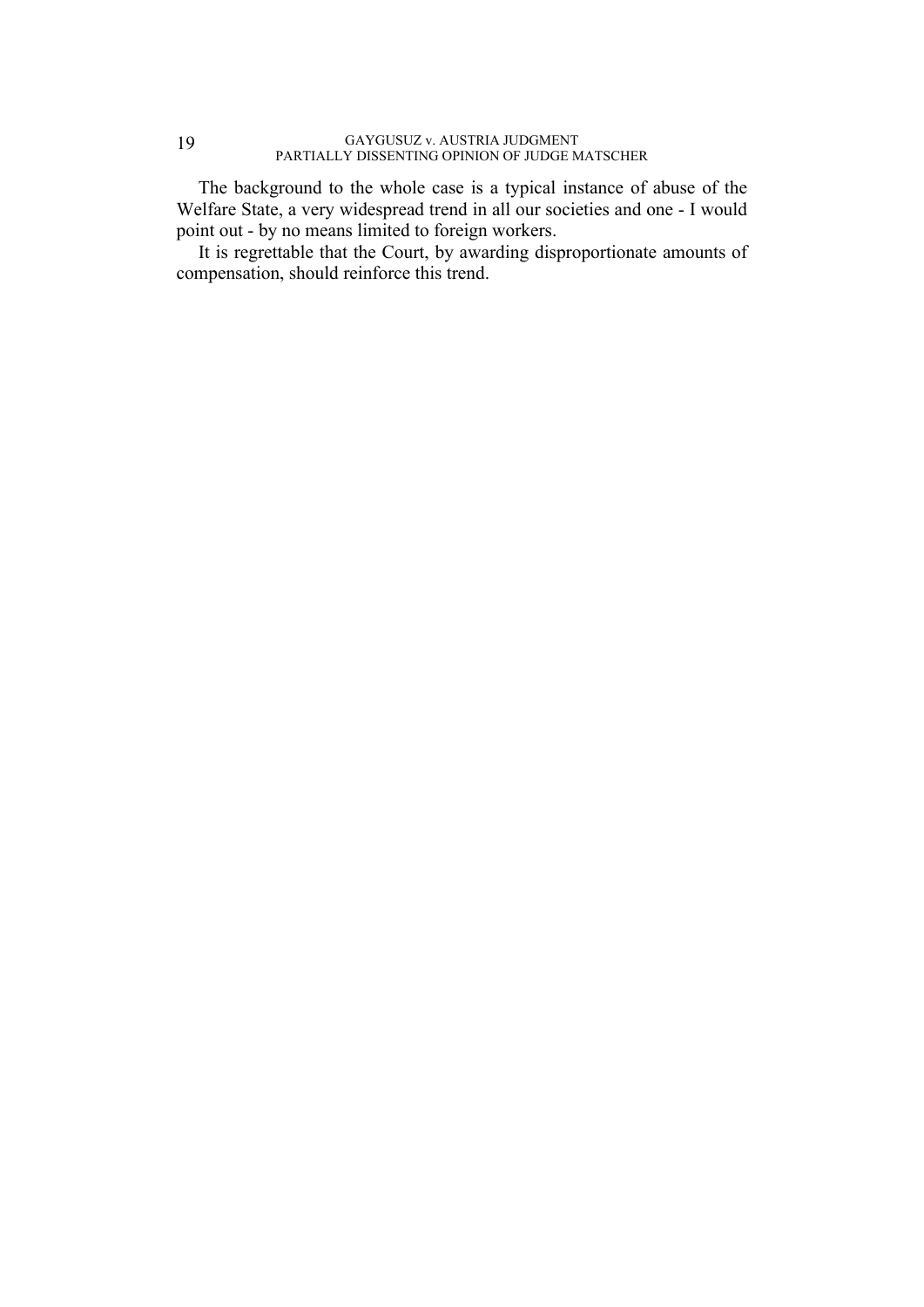The background to the whole case is a typical instance of abuse of the Welfare State, a very widespread trend in all our societies and one - I would point out - by no means limited to foreign workers.

It is regrettable that the Court, by awarding disproportionate amounts of compensation, should reinforce this trend.